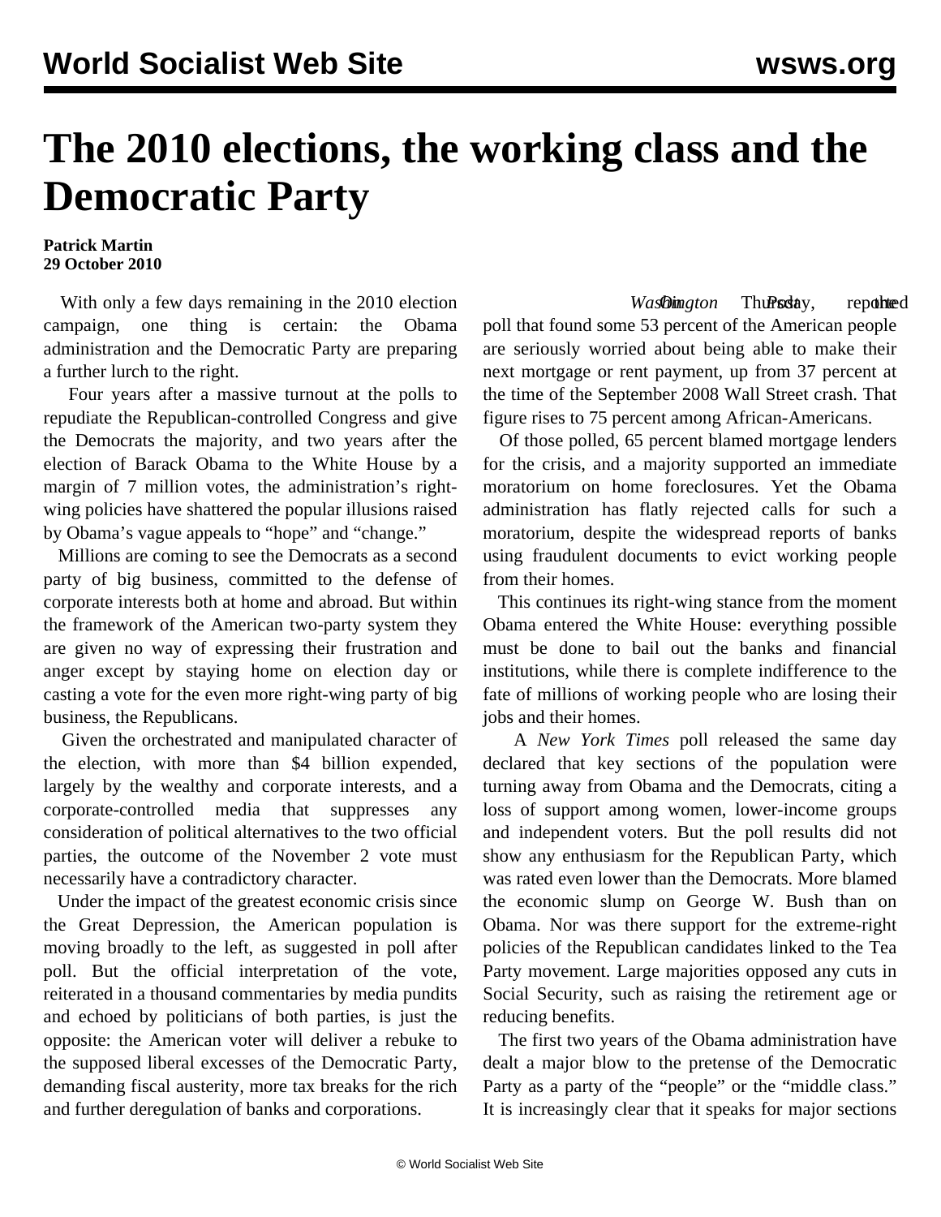# The 2010 elections, the working class and the Democratic Party

**Patrick Martin**
**29 October 2010**

With only a few days remaining in the 2010 election campaign, one thing is certain: the Obama administration and the Democratic Party are preparing a further lurch to the right.

Four years after a massive turnout at the polls to repudiate the Republican-controlled Congress and give the Democrats the majority, and two years after the election of Barack Obama to the White House by a margin of 7 million votes, the administration's right-wing policies have shattered the popular illusions raised by Obama's vague appeals to "hope" and "change."

Millions are coming to see the Democrats as a second party of big business, committed to the defense of corporate interests both at home and abroad. But within the framework of the American two-party system they are given no way of expressing their frustration and anger except by staying home on election day or casting a vote for the even more right-wing party of big business, the Republicans.

Given the orchestrated and manipulated character of the election, with more than $4 billion expended, largely by the wealthy and corporate interests, and a corporate-controlled media that suppresses any consideration of political alternatives to the two official parties, the outcome of the November 2 vote must necessarily have a contradictory character.

Under the impact of the greatest economic crisis since the Great Depression, the American population is moving broadly to the left, as suggested in poll after poll. But the official interpretation of the vote, reiterated in a thousand commentaries by media pundits and echoed by politicians of both parties, is just the opposite: the American voter will deliver a rebuke to the supposed liberal excesses of the Democratic Party, demanding fiscal austerity, more tax breaks for the rich and further deregulation of banks and corporations.

On Thursday, the *Washington Post* reported a poll that found some 53 percent of the American people are seriously worried about being able to make their next mortgage or rent payment, up from 37 percent at the time of the September 2008 Wall Street crash. That figure rises to 75 percent among African-Americans.

Of those polled, 65 percent blamed mortgage lenders for the crisis, and a majority supported an immediate moratorium on home foreclosures. Yet the Obama administration has flatly rejected calls for such a moratorium, despite the widespread reports of banks using fraudulent documents to evict working people from their homes.

This continues its right-wing stance from the moment Obama entered the White House: everything possible must be done to bail out the banks and financial institutions, while there is complete indifference to the fate of millions of working people who are losing their jobs and their homes.

A *New York Times* poll released the same day declared that key sections of the population were turning away from Obama and the Democrats, citing a loss of support among women, lower-income groups and independent voters. But the poll results did not show any enthusiasm for the Republican Party, which was rated even lower than the Democrats. More blamed the economic slump on George W. Bush than on Obama. Nor was there support for the extreme-right policies of the Republican candidates linked to the Tea Party movement. Large majorities opposed any cuts in Social Security, such as raising the retirement age or reducing benefits.

The first two years of the Obama administration have dealt a major blow to the pretense of the Democratic Party as a party of the "people" or the "middle class." It is increasingly clear that it speaks for major sections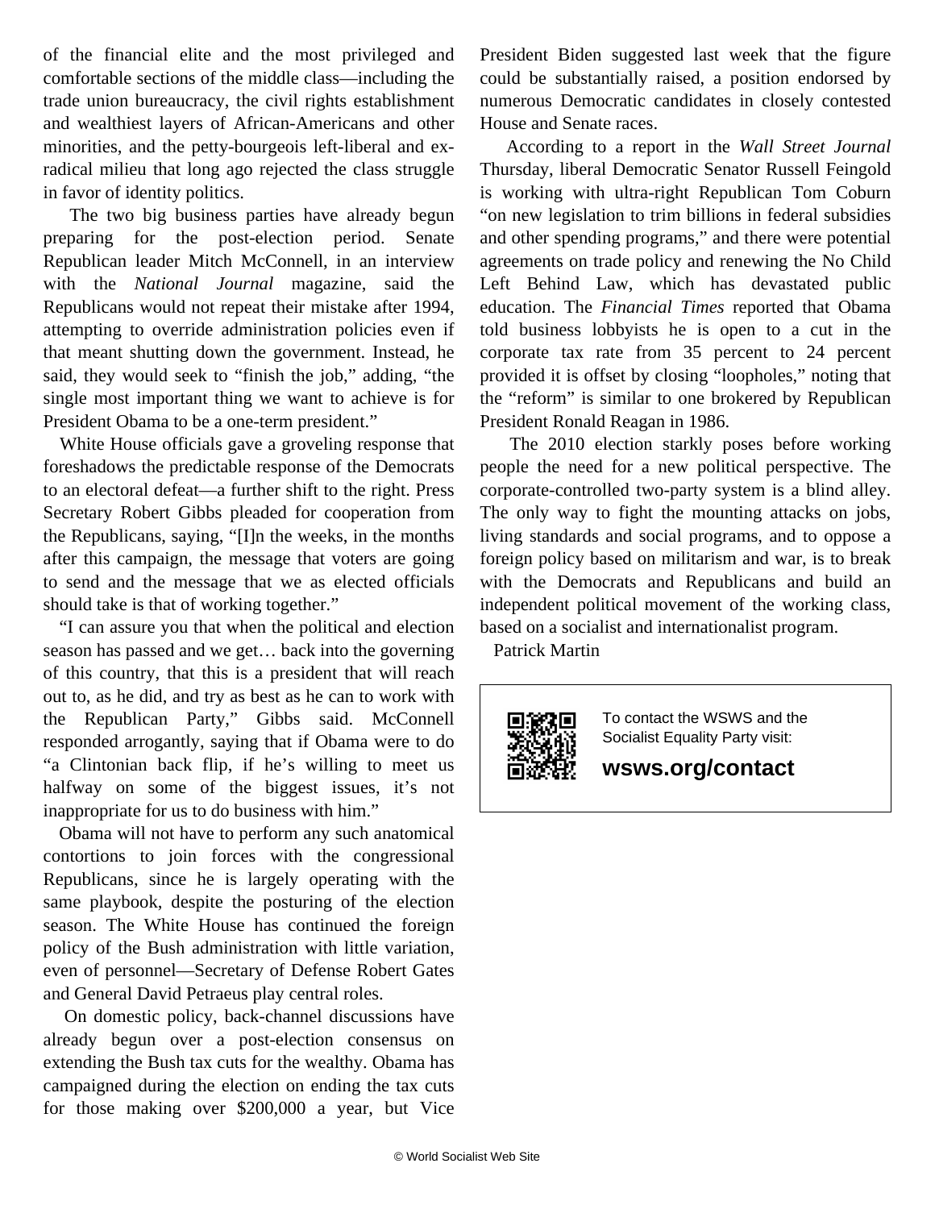of the financial elite and the most privileged and comfortable sections of the middle class—including the trade union bureaucracy, the civil rights establishment and wealthiest layers of African-Americans and other minorities, and the petty-bourgeois left-liberal and ex-radical milieu that long ago rejected the class struggle in favor of identity politics.

The two big business parties have already begun preparing for the post-election period. Senate Republican leader Mitch McConnell, in an interview with the *National Journal* magazine, said the Republicans would not repeat their mistake after 1994, attempting to override administration policies even if that meant shutting down the government. Instead, he said, they would seek to "finish the job," adding, "the single most important thing we want to achieve is for President Obama to be a one-term president."

White House officials gave a groveling response that foreshadows the predictable response of the Democrats to an electoral defeat—a further shift to the right. Press Secretary Robert Gibbs pleaded for cooperation from the Republicans, saying, "[I]n the weeks, in the months after this campaign, the message that voters are going to send and the message that we as elected officials should take is that of working together."

"I can assure you that when the political and election season has passed and we get… back into the governing of this country, that this is a president that will reach out to, as he did, and try as best as he can to work with the Republican Party," Gibbs said. McConnell responded arrogantly, saying that if Obama were to do "a Clintonian back flip, if he's willing to meet us halfway on some of the biggest issues, it's not inappropriate for us to do business with him."

Obama will not have to perform any such anatomical contortions to join forces with the congressional Republicans, since he is largely operating with the same playbook, despite the posturing of the election season. The White House has continued the foreign policy of the Bush administration with little variation, even of personnel—Secretary of Defense Robert Gates and General David Petraeus play central roles.

On domestic policy, back-channel discussions have already begun over a post-election consensus on extending the Bush tax cuts for the wealthy. Obama has campaigned during the election on ending the tax cuts for those making over $200,000 a year, but Vice President Biden suggested last week that the figure could be substantially raised, a position endorsed by numerous Democratic candidates in closely contested House and Senate races.

According to a report in the *Wall Street Journal* Thursday, liberal Democratic Senator Russell Feingold is working with ultra-right Republican Tom Coburn "on new legislation to trim billions in federal subsidies and other spending programs," and there were potential agreements on trade policy and renewing the No Child Left Behind Law, which has devastated public education. The *Financial Times* reported that Obama told business lobbyists he is open to a cut in the corporate tax rate from 35 percent to 24 percent provided it is offset by closing "loopholes," noting that the "reform" is similar to one brokered by Republican President Ronald Reagan in 1986.

The 2010 election starkly poses before working people the need for a new political perspective. The corporate-controlled two-party system is a blind alley. The only way to fight the mounting attacks on jobs, living standards and social programs, and to oppose a foreign policy based on militarism and war, is to break with the Democrats and Republicans and build an independent political movement of the working class, based on a socialist and internationalist program.

Patrick Martin

To contact the WSWS and the Socialist Equality Party visit:

**wsws.org/contact**